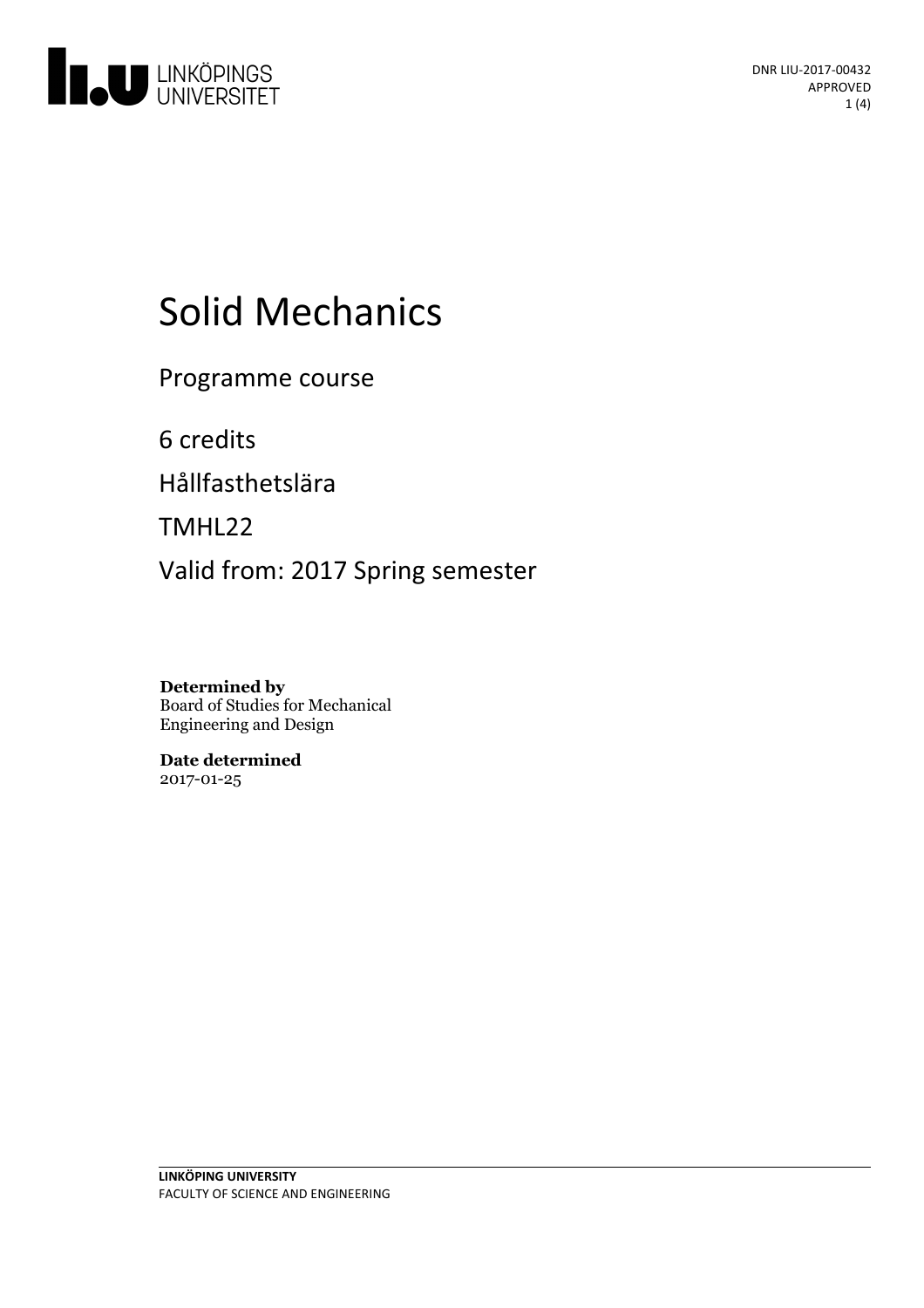DNR LIU-2017-00432
APPROVED

# Solid Mechanics

Programme course

6 credits

Hållfasthetslära

TMHL22

Valid from: 2017 Spring semester

**Determined by**
Board of Studies for Mechanical Engineering and Design

**Date determined**
2017-01-25

**LINKÖPING UNIVERSITY**
FACULTY OF SCIENCE AND ENGINEERING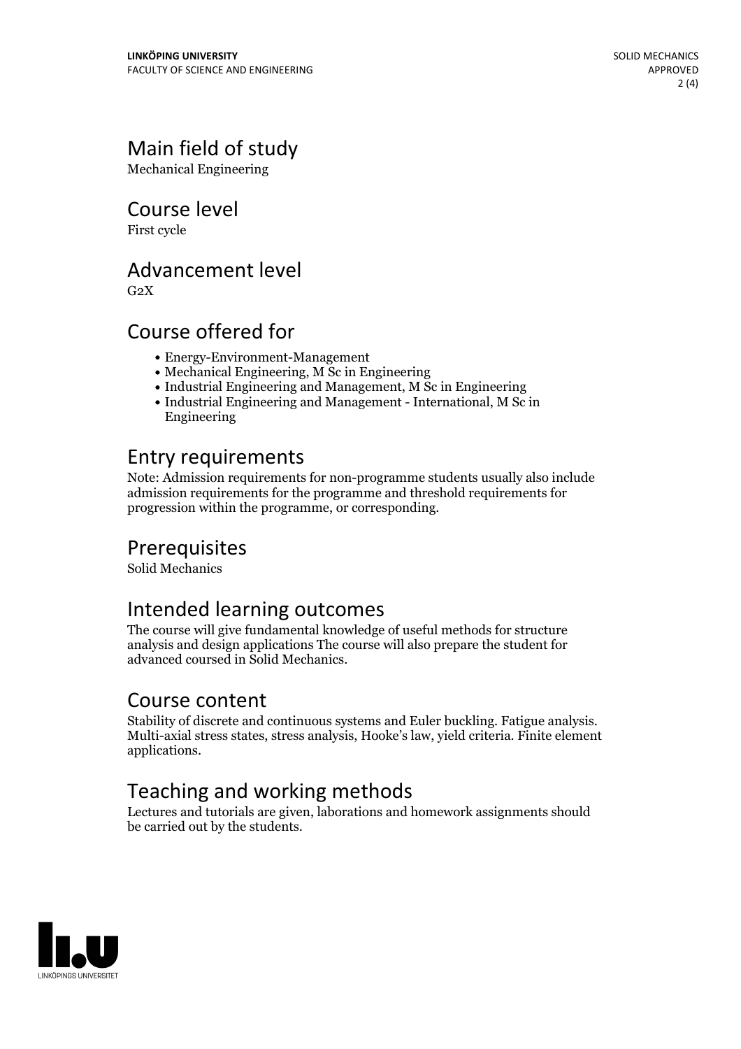## Main field of study
Mechanical Engineering

## Course level
First cycle

## Advancement level
G2X

## Course offered for
- Energy-Environment-Management
- Mechanical Engineering, M Sc in Engineering
- Industrial Engineering and Management, M Sc in Engineering
- Industrial Engineering and Management - International, M Sc in Engineering

## Entry requirements
Note: Admission requirements for non-programme students usually also include admission requirements for the programme and threshold requirements for progression within the programme, or corresponding.

## Prerequisites
Solid Mechanics

## Intended learning outcomes
The course will give fundamental knowledge of useful methods for structure analysis and design applications The course will also prepare the student for advanced coursed in Solid Mechanics.

## Course content
Stability of discrete and continuous systems and Euler buckling. Fatigue analysis. Multi-axial stress states, stress analysis, Hooke's law, yield criteria. Finite element applications.

## Teaching and working methods
Lectures and tutorials are given, laborations and homework assignments should be carried out by the students.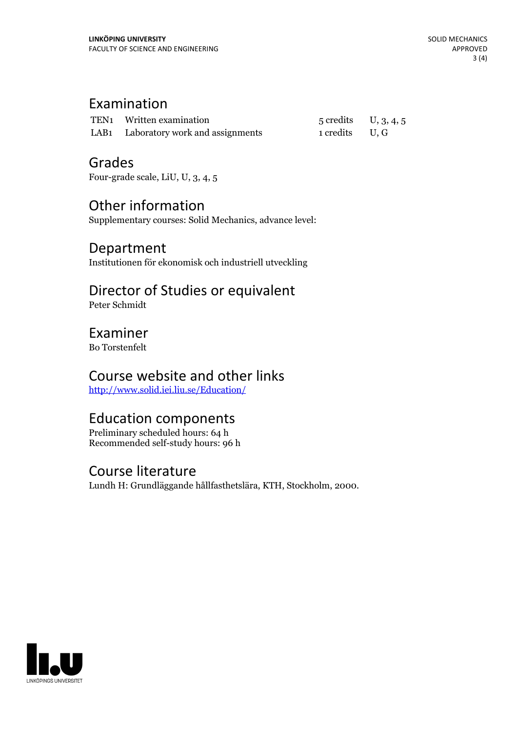## Examination

| | | | |
|---|---|---|---|
| TEN1 | Written examination | 5 credits | U, 3, 4, 5 |
| LAB1 | Laboratory work and assignments | 1 credits | U, G |

## Grades

Four-grade scale, LiU, U, 3, 4, 5

## Other information

Supplementary courses: Solid Mechanics, advance level:

## Department

Institutionen för ekonomisk och industriell utveckling

## Director of Studies or equivalent

Peter Schmidt

## Examiner

Bo Torstenfelt

## Course website and other links

[http://www.solid.iei.liu.se/Education/](http://www.solid.iei.liu.se/Education/)

## Education components

Preliminary scheduled hours: 64 h
Recommended self-study hours: 96 h

## Course literature

Lundh H: Grundläggande hållfasthetslära, KTH, Stockholm, 2000.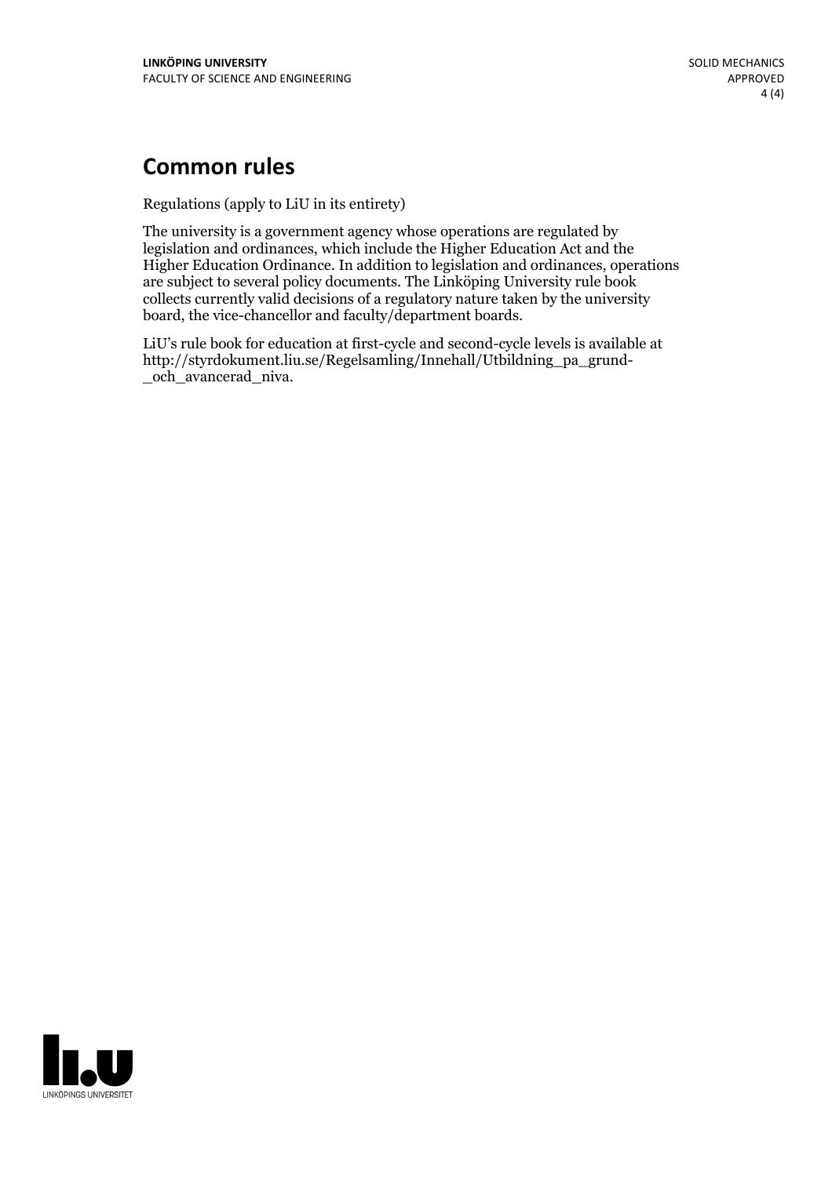# Common rules

Regulations (apply to LiU in its entirety)

The university is a government agency whose operations are regulated by legislation and ordinances, which include the Higher Education Act and the Higher Education Ordinance. In addition to legislation and ordinances, operations are subject to several policy documents. The Linköping University rule book collects currently valid decisions of a regulatory nature taken by the university board, the vice-chancellor and faculty/department boards.

LiU's rule book for education at first-cycle and second-cycle levels is available at http://styrdokument.liu.se/Regelsamling/Innehall/Utbildning_pa_grund-_och_avancerad_niva.